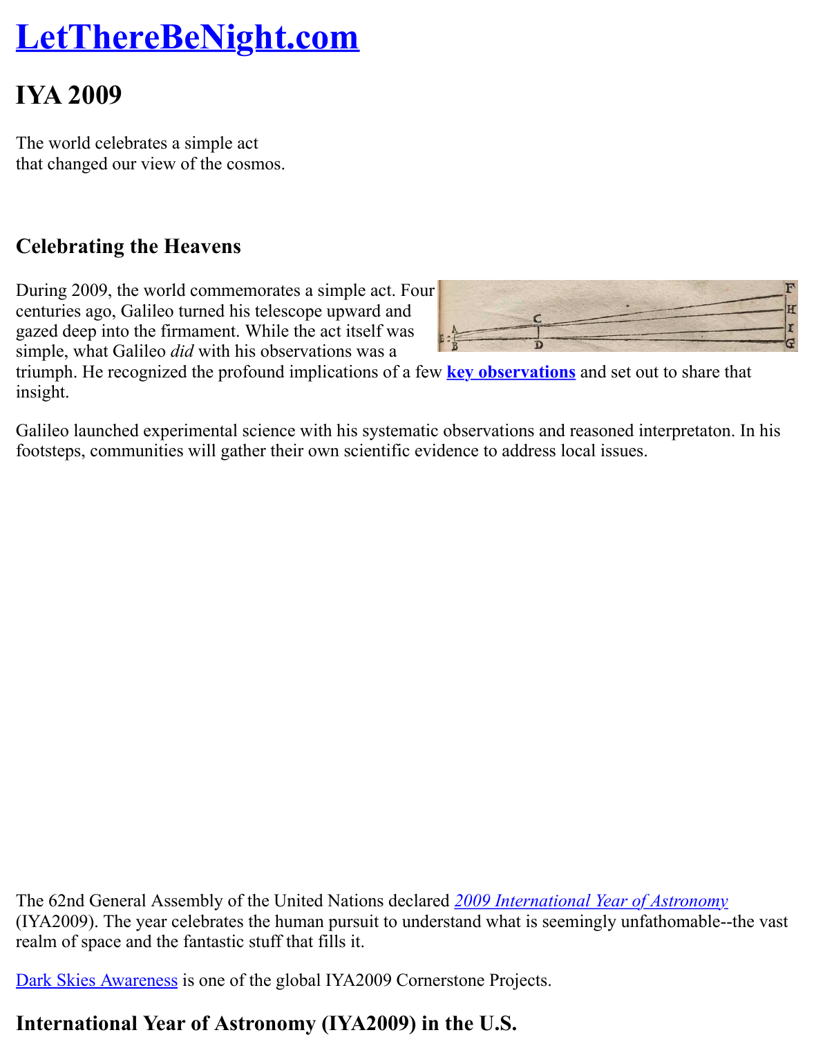# LetThereBeNight.com

## IYA 2009

The world celebrates a simple act
that changed our view of the cosmos.

### Celebrating the Heavens

During 2009, the world commemorates a simple act. Four centuries ago, Galileo turned his telescope upward and gazed deep into the firmament. While the act itself was simple, what Galileo *did* with his observations was a triumph. He recognized the profound implications of a few **key observations** and set out to share that insight.

Galileo launched experimental science with his systematic observations and reasoned interpretaton. In his footsteps, communities will gather their own scientific evidence to address local issues.

The 62nd General Assembly of the United Nations declared *2009 International Year of Astronomy* (IYA2009). The year celebrates the human pursuit to understand what is seemingly unfathomable--the vast realm of space and the fantastic stuff that fills it.

Dark Skies Awareness is one of the global IYA2009 Cornerstone Projects.

### International Year of Astronomy (IYA2009) in the U.S.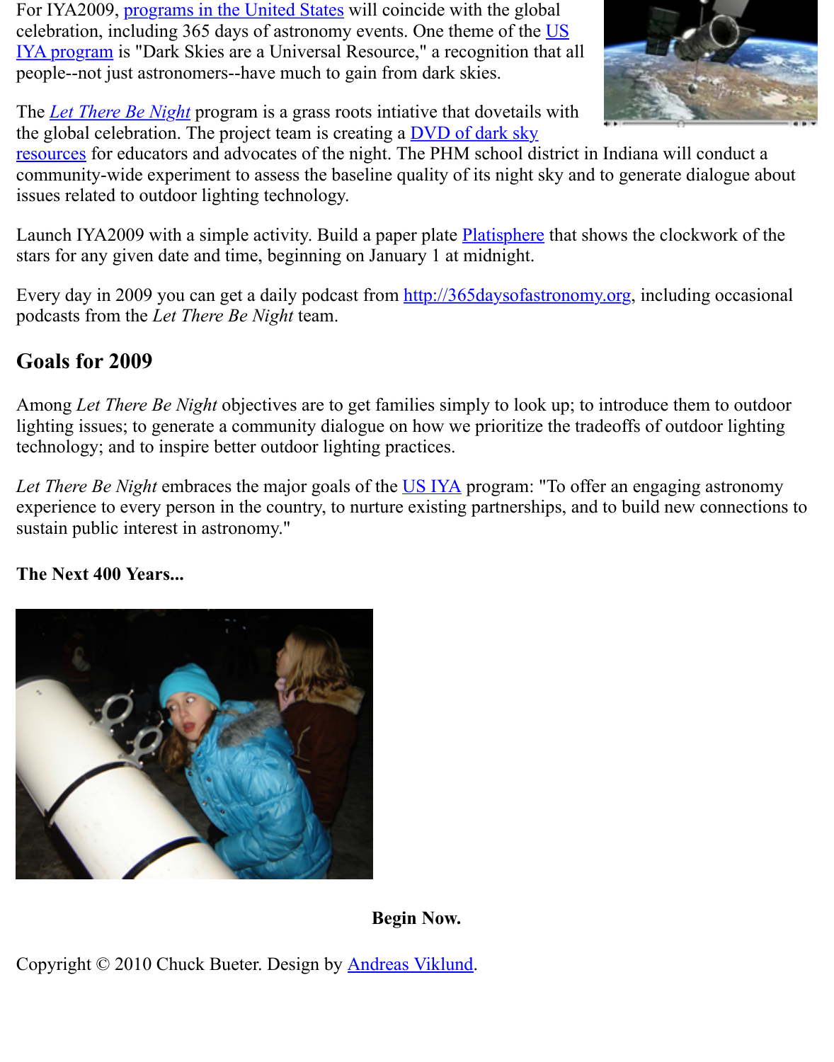For IYA2009, programs in the United States will coincide with the global celebration, including 365 days of astronomy events. One theme of the US IYA program is "Dark Skies are a Universal Resource," a recognition that all people--not just astronomers--have much to gain from dark skies.

The *Let There Be Night* program is a grass roots intiative that dovetails with the global celebration. The project team is creating a DVD of dark sky resources for educators and advocates of the night. The PHM school district in Indiana will conduct a community-wide experiment to assess the baseline quality of its night sky and to generate dialogue about issues related to outdoor lighting technology.

Launch IYA2009 with a simple activity. Build a paper plate Platisphere that shows the clockwork of the stars for any given date and time, beginning on January 1 at midnight.

Every day in 2009 you can get a daily podcast from http://365daysofastronomy.org, including occasional podcasts from the *Let There Be Night* team.

## Goals for 2009

Among *Let There Be Night* objectives are to get families simply to look up; to introduce them to outdoor lighting issues; to generate a community dialogue on how we prioritize the tradeoffs of outdoor lighting technology; and to inspire better outdoor lighting practices.

*Let There Be Night* embraces the major goals of the US IYA program: "To offer an engaging astronomy experience to every person in the country, to nurture existing partnerships, and to build new connections to sustain public interest in astronomy."

### The Next 400 Years...

**Begin Now.**

Copyright © 2010 Chuck Bueter. Design by Andreas Viklund.